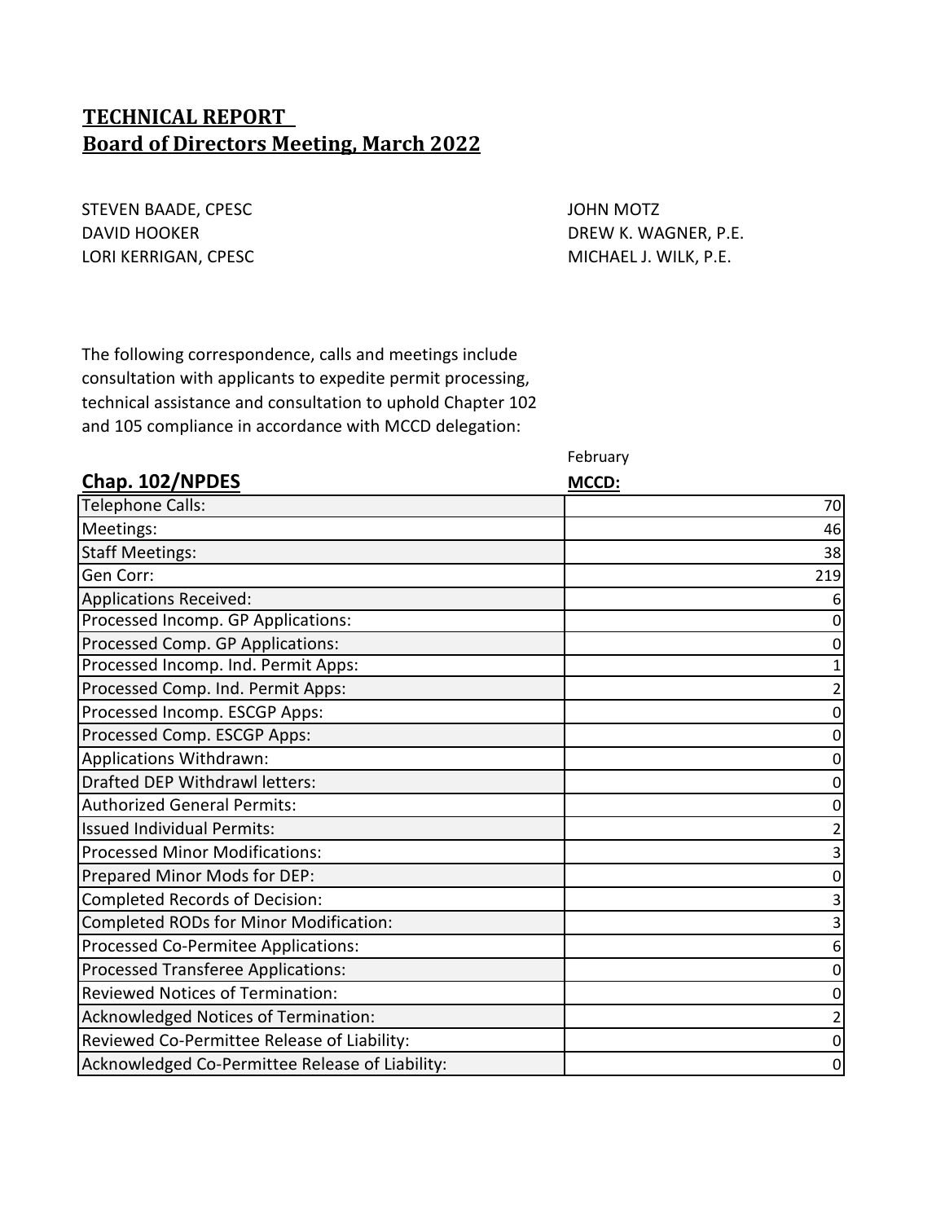## TECHNICAL REPORT
## Board of Directors Meeting, March 2022

STEVEN BAADE, CPESC
DAVID HOOKER
LORI KERRIGAN, CPESC

JOHN MOTZ
DREW K. WAGNER, P.E.
MICHAEL J. WILK, P.E.

The following correspondence, calls and meetings include consultation with applicants to expedite permit processing, technical assistance and consultation to uphold Chapter 102 and 105 compliance in accordance with MCCD delegation:

| **Chap. 102/NPDES** | February **MCCD:** |
|---|---|
| Telephone Calls: | 70 |
| Meetings: | 46 |
| Staff Meetings: | 38 |
| Gen Corr: | 219 |
| Applications Received: | 6 |
| Processed Incomp. GP Applications: | 0 |
| Processed Comp. GP Applications: | 0 |
| Processed Incomp. Ind. Permit Apps: | 1 |
| Processed Comp. Ind. Permit Apps: | 2 |
| Processed Incomp. ESCGP Apps: | 0 |
| Processed Comp. ESCGP Apps: | 0 |
| Applications Withdrawn: | 0 |
| Drafted DEP Withdrawl letters: | 0 |
| Authorized General Permits: | 0 |
| Issued Individual Permits: | 2 |
| Processed Minor Modifications: | 3 |
| Prepared Minor Mods for DEP: | 0 |
| Completed Records of Decision: | 3 |
| Completed RODs for Minor Modification: | 3 |
| Processed Co-Permitee Applications: | 6 |
| Processed Transferee Applications: | 0 |
| Reviewed Notices of Termination: | 0 |
| Acknowledged Notices of Termination: | 2 |
| Reviewed Co-Permittee Release of Liability: | 0 |
| Acknowledged Co-Permittee Release of Liability: | 0 |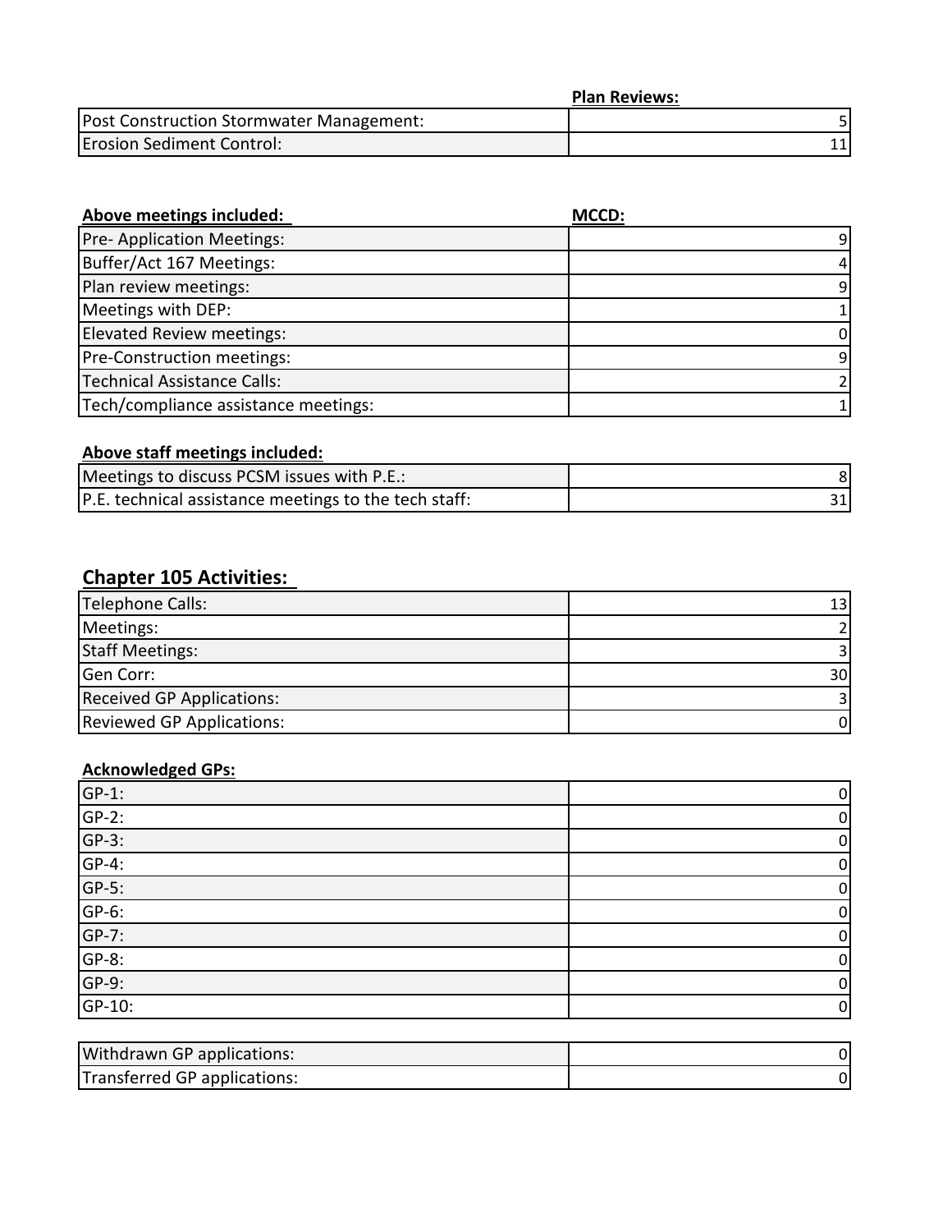| | Plan Reviews: |
|---|---:|
| Post Construction Stormwater Management: | 5 |
| Erosion Sediment Control: | 11 |

| Above meetings included: | MCCD: |
|---|---:|
| Pre- Application Meetings: | 9 |
| Buffer/Act 167 Meetings: | 4 |
| Plan review meetings: | 9 |
| Meetings with DEP: | 1 |
| Elevated Review meetings: | 0 |
| Pre-Construction meetings: | 9 |
| Technical Assistance Calls: | 2 |
| Tech/compliance assistance meetings: | 1 |

**Above staff meetings included:**

| | |
|---|---:|
| Meetings to discuss PCSM issues with P.E.: | 8 |
| P.E. technical assistance meetings to the tech staff: | 31 |

## Chapter 105 Activities:

| | |
|---|---:|
| Telephone Calls: | 13 |
| Meetings: | 2 |
| Staff Meetings: | 3 |
| Gen Corr: | 30 |
| Received GP Applications: | 3 |
| Reviewed GP Applications: | 0 |

**Acknowledged GPs:**

| | |
|---|---:|
| GP-1: | 0 |
| GP-2: | 0 |
| GP-3: | 0 |
| GP-4: | 0 |
| GP-5: | 0 |
| GP-6: | 0 |
| GP-7: | 0 |
| GP-8: | 0 |
| GP-9: | 0 |
| GP-10: | 0 |

| | |
|---|---:|
| Withdrawn GP applications: | 0 |
| Transferred GP applications: | 0 |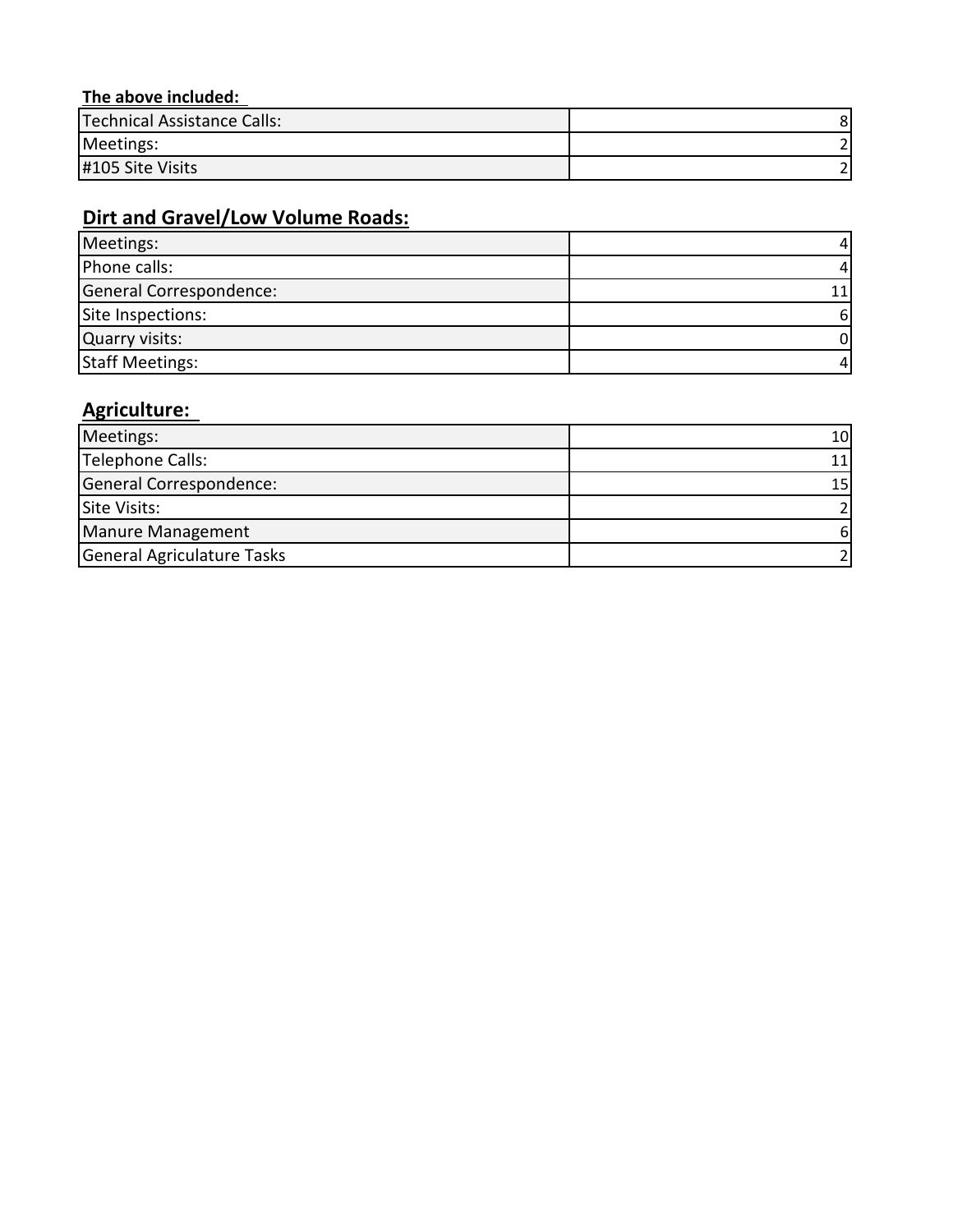**The above included:**

| | |
|---|---|
| Technical Assistance Calls: | 8 |
| Meetings: | 2 |
| #105 Site Visits | 2 |

## Dirt and Gravel/Low Volume Roads:

| | |
|---|---|
| Meetings: | 4 |
| Phone calls: | 4 |
| General Correspondence: | 11 |
| Site Inspections: | 6 |
| Quarry visits: | 0 |
| Staff Meetings: | 4 |

## Agriculture:

| | |
|---|---|
| Meetings: | 10 |
| Telephone Calls: | 11 |
| General Correspondence: | 15 |
| Site Visits: | 2 |
| Manure Management | 6 |
| General Agriculature Tasks | 2 |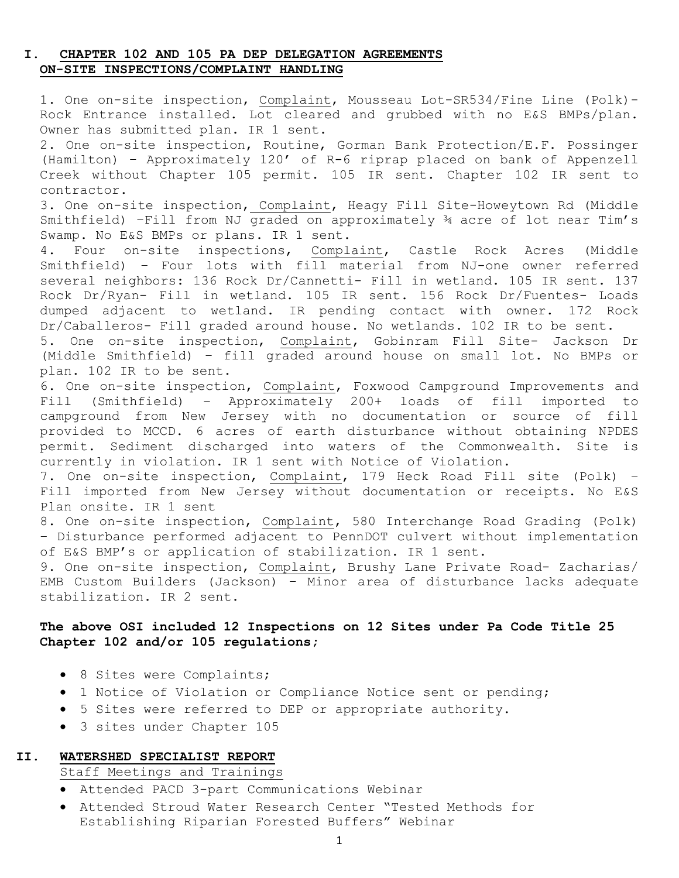## I. CHAPTER 102 AND 105 PA DEP DELEGATION AGREEMENTS ON-SITE INSPECTIONS/COMPLAINT HANDLING

1. One on-site inspection, Complaint, Mousseau Lot-SR534/Fine Line (Polk)- Rock Entrance installed. Lot cleared and grubbed with no E&S BMPs/plan. Owner has submitted plan. IR 1 sent.
2. One on-site inspection, Routine, Gorman Bank Protection/E.F. Possinger (Hamilton) – Approximately 120' of R-6 riprap placed on bank of Appenzell Creek without Chapter 105 permit. 105 IR sent. Chapter 102 IR sent to contractor.
3. One on-site inspection, Complaint, Heagy Fill Site-Howeytown Rd (Middle Smithfield) –Fill from NJ graded on approximately ¾ acre of lot near Tim's Swamp. No E&S BMPs or plans. IR 1 sent.
4. Four on-site inspections, Complaint, Castle Rock Acres (Middle Smithfield) – Four lots with fill material from NJ-one owner referred several neighbors: 136 Rock Dr/Cannetti- Fill in wetland. 105 IR sent. 137 Rock Dr/Ryan- Fill in wetland. 105 IR sent. 156 Rock Dr/Fuentes- Loads dumped adjacent to wetland. IR pending contact with owner. 172 Rock Dr/Caballeros- Fill graded around house. No wetlands. 102 IR to be sent.
5. One on-site inspection, Complaint, Gobinram Fill Site- Jackson Dr (Middle Smithfield) – fill graded around house on small lot. No BMPs or plan. 102 IR to be sent.
6. One on-site inspection, Complaint, Foxwood Campground Improvements and Fill (Smithfield) – Approximately 200+ loads of fill imported to campground from New Jersey with no documentation or source of fill provided to MCCD. 6 acres of earth disturbance without obtaining NPDES permit. Sediment discharged into waters of the Commonwealth. Site is currently in violation. IR 1 sent with Notice of Violation.
7. One on-site inspection, Complaint, 179 Heck Road Fill site (Polk) – Fill imported from New Jersey without documentation or receipts. No E&S Plan onsite. IR 1 sent
8. One on-site inspection, Complaint, 580 Interchange Road Grading (Polk) – Disturbance performed adjacent to PennDOT culvert without implementation of E&S BMP's or application of stabilization. IR 1 sent.
9. One on-site inspection, Complaint, Brushy Lane Private Road- Zacharias/ EMB Custom Builders (Jackson) – Minor area of disturbance lacks adequate stabilization. IR 2 sent.

**The above OSI included 12 Inspections on 12 Sites under Pa Code Title 25 Chapter 102 and/or 105 regulations;**

- 8 Sites were Complaints;
- 1 Notice of Violation or Compliance Notice sent or pending;
- 5 Sites were referred to DEP or appropriate authority.
- 3 sites under Chapter 105

## II. WATERSHED SPECIALIST REPORT

Staff Meetings and Trainings

- Attended PACD 3-part Communications Webinar
- Attended Stroud Water Research Center "Tested Methods for Establishing Riparian Forested Buffers" Webinar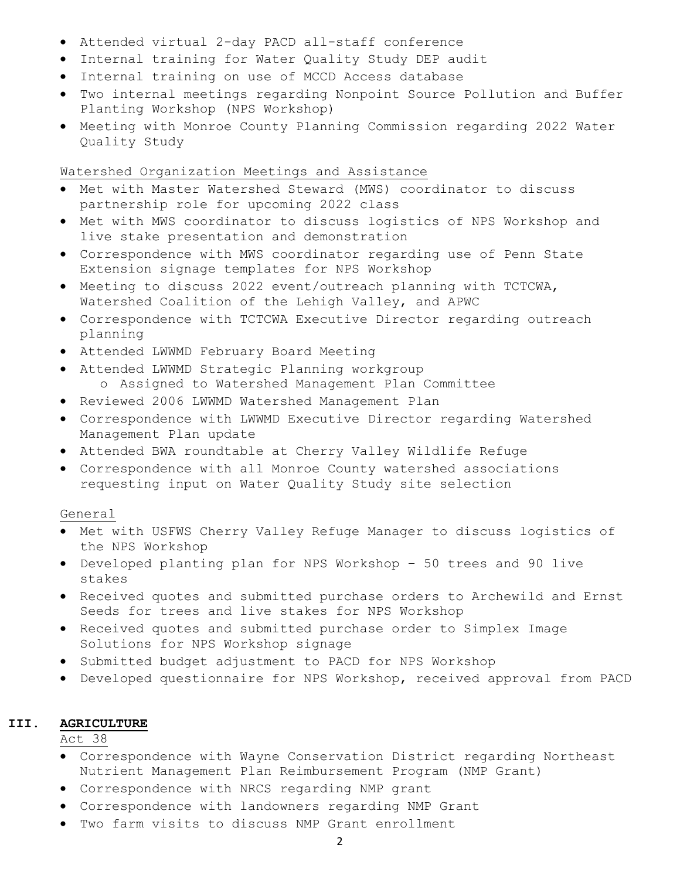- Attended virtual 2-day PACD all-staff conference
- Internal training for Water Quality Study DEP audit
- Internal training on use of MCCD Access database
- Two internal meetings regarding Nonpoint Source Pollution and Buffer Planting Workshop (NPS Workshop)
- Meeting with Monroe County Planning Commission regarding 2022 Water Quality Study

Watershed Organization Meetings and Assistance

- Met with Master Watershed Steward (MWS) coordinator to discuss partnership role for upcoming 2022 class
- Met with MWS coordinator to discuss logistics of NPS Workshop and live stake presentation and demonstration
- Correspondence with MWS coordinator regarding use of Penn State Extension signage templates for NPS Workshop
- Meeting to discuss 2022 event/outreach planning with TCTCWA, Watershed Coalition of the Lehigh Valley, and APWC
- Correspondence with TCTCWA Executive Director regarding outreach planning
- Attended LWWMD February Board Meeting
- Attended LWWMD Strategic Planning workgroup
  - Assigned to Watershed Management Plan Committee
- Reviewed 2006 LWWMD Watershed Management Plan
- Correspondence with LWWMD Executive Director regarding Watershed Management Plan update
- Attended BWA roundtable at Cherry Valley Wildlife Refuge
- Correspondence with all Monroe County watershed associations requesting input on Water Quality Study site selection

General

- Met with USFWS Cherry Valley Refuge Manager to discuss logistics of the NPS Workshop
- Developed planting plan for NPS Workshop – 50 trees and 90 live stakes
- Received quotes and submitted purchase orders to Archewild and Ernst Seeds for trees and live stakes for NPS Workshop
- Received quotes and submitted purchase order to Simplex Image Solutions for NPS Workshop signage
- Submitted budget adjustment to PACD for NPS Workshop
- Developed questionnaire for NPS Workshop, received approval from PACD

## III. AGRICULTURE

Act 38

- Correspondence with Wayne Conservation District regarding Northeast Nutrient Management Plan Reimbursement Program (NMP Grant)
- Correspondence with NRCS regarding NMP grant
- Correspondence with landowners regarding NMP Grant
- Two farm visits to discuss NMP Grant enrollment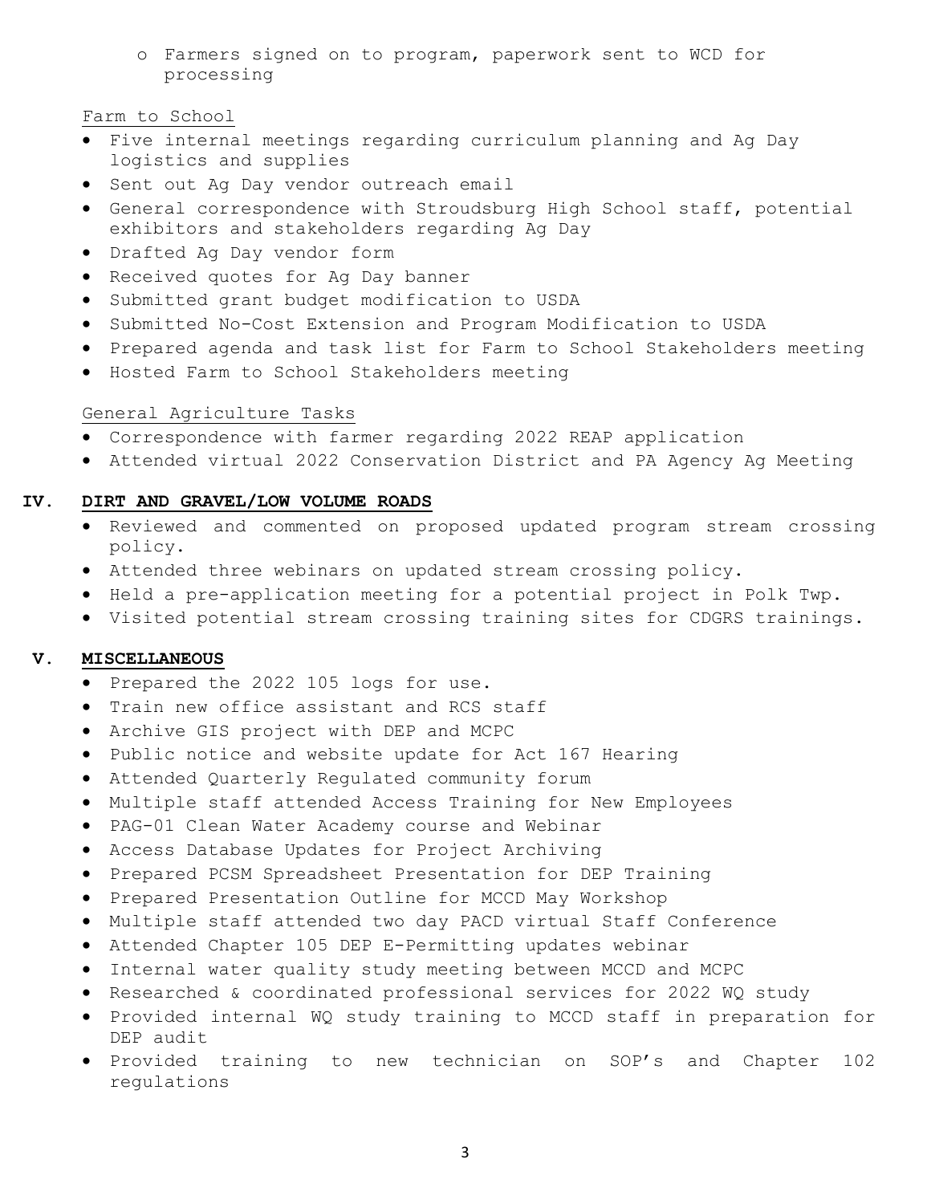- Farmers signed on to program, paperwork sent to WCD for processing

Farm to School

- Five internal meetings regarding curriculum planning and Ag Day logistics and supplies
- Sent out Ag Day vendor outreach email
- General correspondence with Stroudsburg High School staff, potential exhibitors and stakeholders regarding Ag Day
- Drafted Ag Day vendor form
- Received quotes for Ag Day banner
- Submitted grant budget modification to USDA
- Submitted No-Cost Extension and Program Modification to USDA
- Prepared agenda and task list for Farm to School Stakeholders meeting
- Hosted Farm to School Stakeholders meeting

General Agriculture Tasks

- Correspondence with farmer regarding 2022 REAP application
- Attended virtual 2022 Conservation District and PA Agency Ag Meeting

## IV. **DIRT AND GRAVEL/LOW VOLUME ROADS**

- Reviewed and commented on proposed updated program stream crossing policy.
- Attended three webinars on updated stream crossing policy.
- Held a pre-application meeting for a potential project in Polk Twp.
- Visited potential stream crossing training sites for CDGRS trainings.

## V. **MISCELLANEOUS**

- Prepared the 2022 105 logs for use.
- Train new office assistant and RCS staff
- Archive GIS project with DEP and MCPC
- Public notice and website update for Act 167 Hearing
- Attended Quarterly Regulated community forum
- Multiple staff attended Access Training for New Employees
- PAG-01 Clean Water Academy course and Webinar
- Access Database Updates for Project Archiving
- Prepared PCSM Spreadsheet Presentation for DEP Training
- Prepared Presentation Outline for MCCD May Workshop
- Multiple staff attended two day PACD virtual Staff Conference
- Attended Chapter 105 DEP E-Permitting updates webinar
- Internal water quality study meeting between MCCD and MCPC
- Researched & coordinated professional services for 2022 WQ study
- Provided internal WQ study training to MCCD staff in preparation for DEP audit
- Provided training to new technician on SOP's and Chapter 102 regulations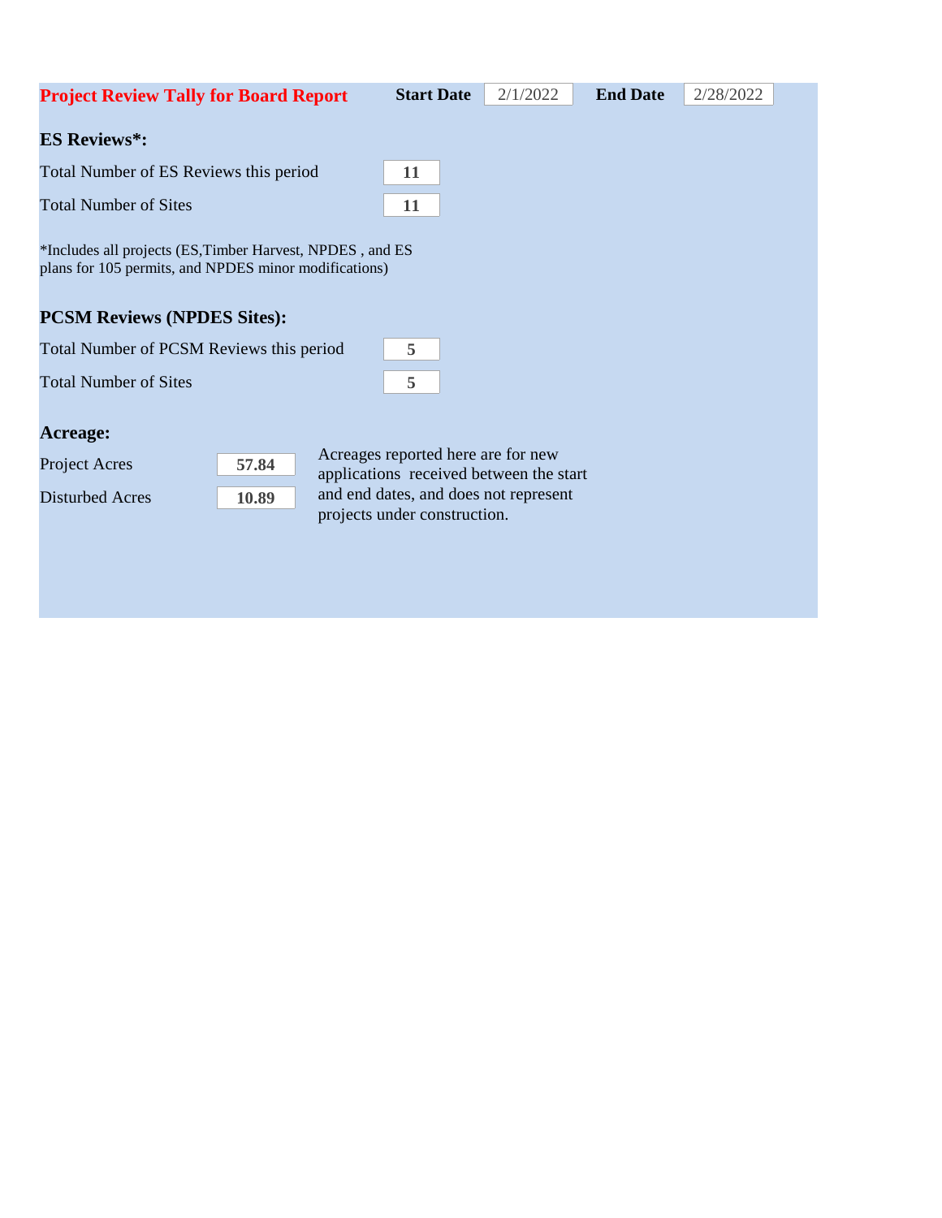## Project Review Tally for Board Report

**Start Date** 2/1/2022 **End Date** 2/28/2022

### ES Reviews*:

| | |
|---|---|
| Total Number of ES Reviews this period | **11** |
| Total Number of Sites | **11** |

*Includes all projects (ES,Timber Harvest, NPDES , and ES plans for 105 permits, and NPDES minor modifications)

### PCSM Reviews (NPDES Sites):

| | |
|---|---|
| Total Number of PCSM Reviews this period | **5** |
| Total Number of Sites | **5** |

### Acreage:

| | |
|---|---|
| Project Acres | **57.84** |
| Disturbed Acres | **10.89** |

Acreages reported here are for new applications received between the start and end dates, and does not represent projects under construction.